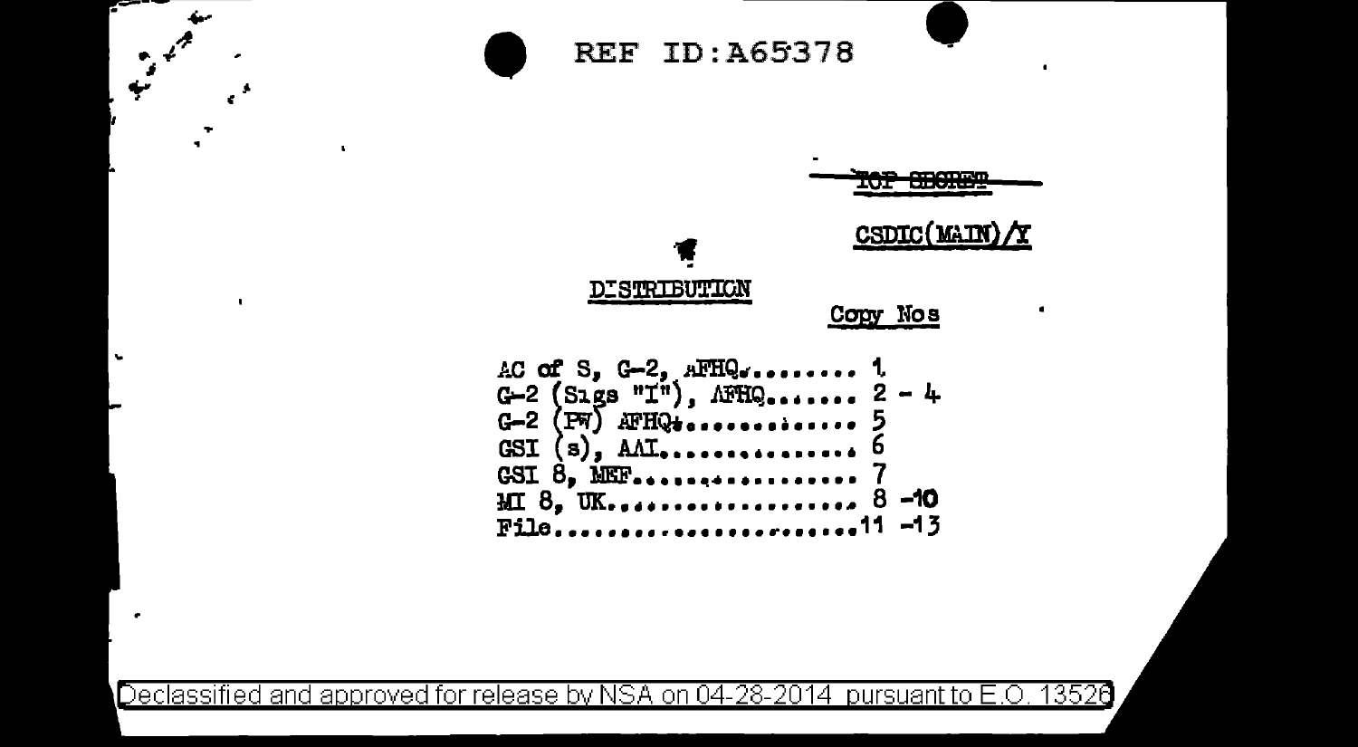REF ID:A65378

~~TOP SECRET~~

CSDIC(MAIN)/Y

## DISTRIBUTION

| | Copy Nos |
|---|---|
| AC of S, G-2, AFHQ......... | 1 |
| G-2 (Sigs "I"), AFHQ........ | 2 - 4 |
| G-2 (PW) AFHQ............. | 5 |
| GSI (s), AAI............... | 6 |
| GSI 8, MEF................ | 7 |
| MI 8, UK.................. | 8 -10 |
| File...................... | 11 -13 |

Declassified and approved for release by NSA on 04-28-2014 pursuant to E.O. 13526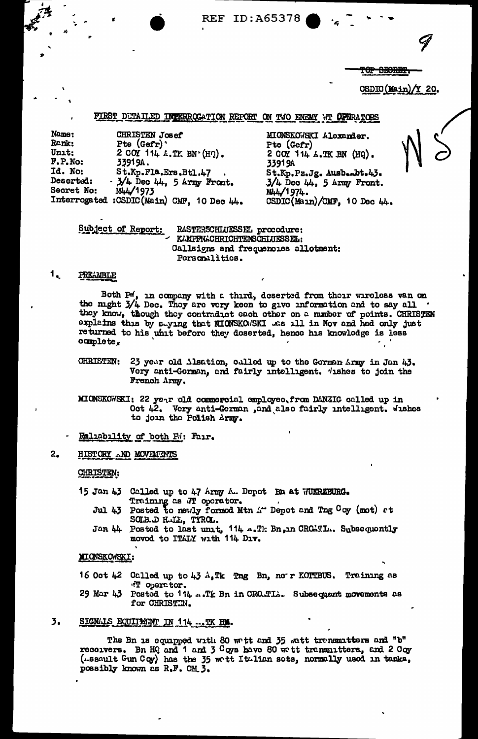REF ID:A65378

TOP SECRET.

CSDIC(Main)/Y 20.

## FIRST DETAILED INTERROGATION REPORT ON TWO ENEMY WT OPERATORS

| | | |
|---|---|---|
| Name: | CHRISTEN Josef | MIONSKOWSKI Alexander. |
| Rank: | Pte (Gefr) | Pte (Gefr) |
| Unit: | 2 COY 114 A.TK BN (HQ). | 2 COY 114 A.TK BN (HQ). |
| F.P.No: | 33919A. | 33919A |
| Id. No: | St.Kp.Fla.Ers.Btl.47 | St.Kp.Pz.Jg. Ausb.Abt.43. |
| Deserted: | 3/4 Dec 44, 5 Army Front. | 3/4 Dec 44, 5 Army Front. |
| Secret No: | M44/1973 | M44/1974. |
| Interrogated: | CSDIC(Main) CMF, 10 Dec 44. | CSDIC(Main)/CMF, 10 Dec 44. |

Subject of Report: RASTERSCHLUESSEL procedure:
KAMPFNACHRICHTENSCHLUESSEL:
Callsigns and frequencies allotment:
Personalities.

### 1. PREAMBLE

Both PW, in company with a third, deserted from their wireless van on the night 3/4 Dec. They are very keen to give information and to say all they know, though they contradict each other on a number of points. CHRISTEN explains this by saying that MIONSKOWSKI was ill in Nov and had only just returned to his unit before they deserted, hence his knowledge is less complete.

CHRISTEN: 23 year old Alsatian, called up to the German Army in Jan 43. Very anti-German, and fairly intelligent. Wishes to join the French Army.

MIONSKOWSKI: 22 year old commercial employee, from DANZIG called up in Oct 42. Very anti-German, and also fairly intelligent. Wishes to join the Polish Army.

Reliability of both PW: Fair.

### 2. HISTORY AND MOVEMENTS

CHRISTEN:

15 Jan 43 Called up to 47 Army A.A. Depot Bn at WUERZBURG. Training as WT operator.
Jul 43 Posted to newly formed Mtn A" Depot and Tng Coy (mot) at SOLBAD HALL, TYROL.
Jan 44 Posted to last unit, 114 A.Tk Bn, in CROATIA. Subsequently moved to ITALY with 114 Div.

MIONSKOWSKI:

16 Oct 42 Called up to 43 A.Tk Tng Bn, near KOTTBUS. Training as WT operator.
29 Mar 43 Posted to 114 A.Tk Bn in CROATIA. Subsequent movements as for CHRISTEN.

### 3. SIGNALS EQUIPMENT IN 114 A.TK BN.

The Bn is equipped with 80 watt and 35 watt transmitters and "b" receivers. Bn HQ and 1 and 3 Coys have 80 watt transmitters, and 2 Coy (Assault Gun Coy) has the 35 watt Italian sets, normally used in tanks, possibly known as R.F. OM 3.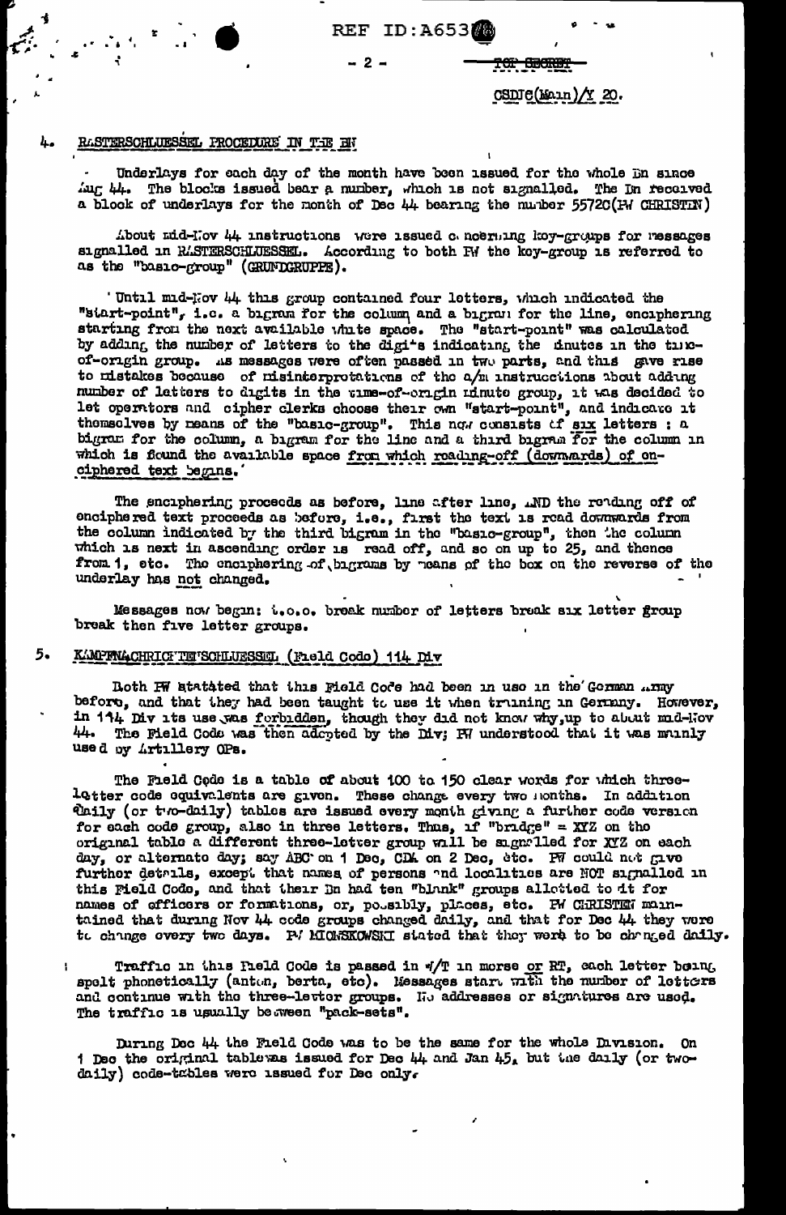CSDIC(Main)/X 20.

## 4. RASTERSCHLUESSEL PROCEDURE IN THE BN

Underlays for each day of the month have been issued for the whole Bn since Aug 44. The blocks issued bear a number, which is not signalled. The Bn received a block of underlays for the month of Dec 44 bearing the number 55720(PW CHRISTEN)

About mid-Nov 44 instructions were issued concerning key-groups for messages signalled in RASTERSCHLUESSEL. According to both PW the key-group is referred to as the "basic-group" (GRUNDGRUPPE).

'Until mid-Nov 44 this group contained four letters, which indicated the "start-point", i.e. a bigram for the column and a bigram for the line, enciphering starting from the next available white space. The "start-point" was calculated by adding the number of letters to the digits indicating the minutes in the time-of-origin group. As messages were often passed in two parts, and this gave rise to mistakes because of misinterpretations of the a/m instructions about adding number of letters to digits in the time-of-origin minute group, it was decided to let operators and cipher clerks choose their own "start-point", and indicate it themselves by means of the "basic-group". This now consists of six letters : a bigram for the column, a bigram for the line and a third bigram for the column in which is found the available space from which reading-off (downwards) of enciphered text begins.'

The enciphering proceeds as before, line after line, AND the reading off of enciphered text proceeds as before, i.e., first the text is read downwards from the column indicated by the third bigram in the "basic-group", then the column which is next in ascending order is read off, and so on up to 25, and thence from 1, etc. The enciphering of bigrams by means of the box on the reverse of the underlay has not changed.

Messages now begin: t.o.o. break number of letters break six letter group break then five letter groups.

## 5. KAMPFNACHRICHTENSCHLUESSEL (Field Code) 114 Div

Both PW statated that this Field Code had been in use in the German Army before, and that they had been taught to use it when training in Germany. However, in 114 Div its use was forbidden, though they did not know why, up to about mid-Nov 44. The Field Code was then adopted by the Div; PW understood that it was mainly used by Artillery OPs.

The Field Code is a table of about 100 to 150 clear words for which three-letter code equivalents are given. These change every two months. In addition daily (or two-daily) tables are issued every month giving a further code version for each code group, also in three letters. Thus, if "bridge" = XYZ on the original table a different three-letter group will be signalled for XYZ on each day, or alternate day; say ABC on 1 Dec, CDA on 2 Dec, etc. PW could not give further details, except that names of persons and localities are NOT signalled in this Field Code, and that their Bn had ten "blank" groups allotted to it for names of officers or formations, or, possibly, places, etc. PW CHRISTEN maintained that during Nov 44 code groups changed daily, and that for Dec 44 they were to change every two days. PW MICHSKOWSKI stated that they were to be changed daily.

Traffic in this Field Code is passed in W/T in morse or RT, each letter being spelt phonetically (anton, berta, etc). Messages start with the number of letters and continue with the three-letter groups. No addresses or signatures are used. The traffic is usually between "pack-sets".

During Dec 44 the Field Code was to be the same for the whole Division. On 1 Dec the original table was issued for Dec 44 and Jan 45, but the daily (or two-daily) code-tables were issued for Dec only.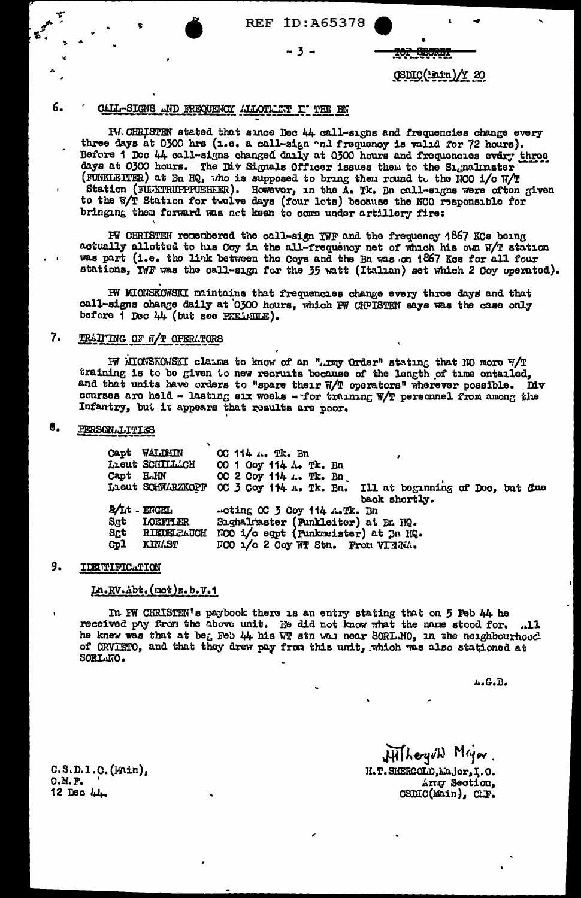TOP SECRET

CSDIC(Main)/X 20

## 6. CALL-SIGNS AND FREQUENCY ALLOTMENT IN THE BN

PW CHRISTEN stated that since Dec 44 call-signs and frequencies change every three days at 0300 hrs (i.e. a call-sign and frequency is valid for 72 hours). Before 1 Dec 44 call-signs changed daily at 0300 hours and frequencies every three days at 0300 hours. The Div Signals Officer issues them to the Signalmaster (FUNKLEITER) at Bn HQ, who is supposed to bring them round to the NCO i/c W/T Station (FUNKTRUPPFUEHRER). However, in the A. Tk. Bn call-signs were often given to the W/T Station for twelve days (four lots) because the NCO responsible for bringing them forward was not keen to come under artillery fire.

PW CHRISTEN remembered the call-sign YWF and the frequency 1867 KCs being actually allotted to his Coy in the all-frequency net of which his own W/T station was part (i.e. the link between the Coys and the Bn was on 1867 Kcs for all four stations, YWF was the call-sign for the 35 watt (Italian) set which 2 Coy operated).

PW MIONSKOWSKI maintains that frequencies change every three days and that call-signs change daily at 0300 hours, which PW CHRISTEN says was the case only before 1 Dec 44 (but see PREAMBLE).

## 7. TRAINING OF W/T OPERATORS

PW MIONSKOWSKI claims to know of an "Army Order" stating that NO more W/T training is to be given to new recruits because of the length of time entailed, and that units have orders to "spare their W/T operators" wherever possible. Div courses are held - lasting six weeks - for training W/T personnel from among the Infantry, but it appears that results are poor.

## 8. PERSONALITIES

| | | |
|---|---|---|
| Capt | WALDMIN | OC 114 A. Tk. Bn |
| Lieut | SCHILLACH | OC 1 Coy 114 A. Tk. Bn |
| Capt | HAHN | OC 2 Coy 114 A. Tk. Bn |
| Lieut | SCHWARZKOPF | OC 3 Coy 114 A. Tk. Bn. Ill at beginning of Dec, but due back shortly. |
| 2/Lt | ENGEL | Acting OC 3 Coy 114 A.Tk. Bn |
| Sgt | LOEFFLER | Signalmaster (Funkleiter) at Bn HQ. |
| Sgt | RIEDELBAUCH | NCO i/c eqpt (Funkmeister) at Bn HQ. |
| Cpl | KINAST | NCO i/c 2 Coy WT Stn. From VIENNA. |

## 9. IDENTIFICATION

Ln.RV.Abt.(mot)z.b.V.1

In PW CHRISTEN's paybook there is an entry stating that on 5 Feb 44 he received pay from the above unit. He did not know what the name stood for. All he knew was that at beg Feb 44 his WT stn was near SORLANO, in the neighbourhood of ORVIETO, and that they drew pay from this unit, which was also stationed at SORLANO.

A.G.D.

C.S.D.I.C.(Main),
C.M.F.
12 Dec 44.

H.T. Shergold Major.
H.T.SHERGOLD,Major,I.O.
Army Section,
CSDIC(Main), CMF.